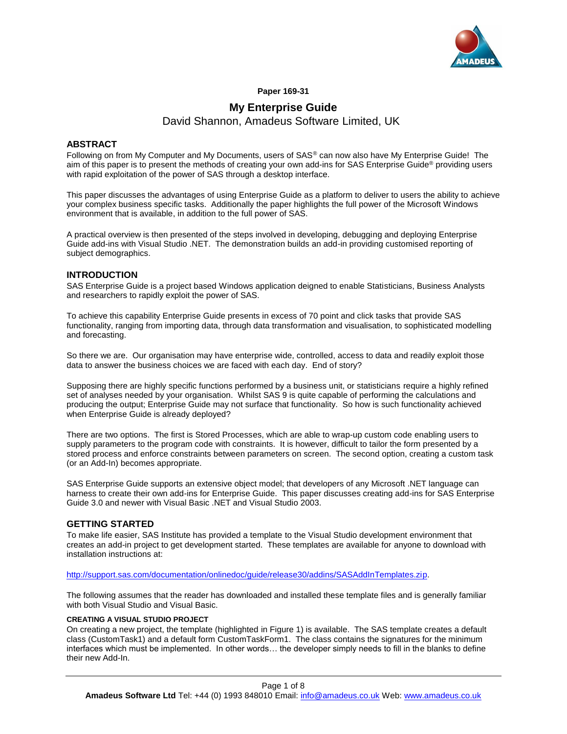**Paper 169-31**

# My Enterprise Guide

David Shannon, Amadeus Software Limited, UK

## ABSTRACT

Following on from My Computer and My Documents, users of SAS® can now also have My Enterprise Guide! The aim of this paper is to present the methods of creating your own add-ins for SAS Enterprise Guide® providing users with rapid exploitation of the power of SAS through a desktop interface.

This paper discusses the advantages of using Enterprise Guide as a platform to deliver to users the ability to achieve your complex business specific tasks. Additionally the paper highlights the full power of the Microsoft Windows environment that is available, in addition to the full power of SAS.

A practical overview is then presented of the steps involved in developing, debugging and deploying Enterprise Guide add-ins with Visual Studio .NET. The demonstration builds an add-in providing customised reporting of subject demographics.

## INTRODUCTION

SAS Enterprise Guide is a project based Windows application deigned to enable Statisticians, Business Analysts and researchers to rapidly exploit the power of SAS.

To achieve this capability Enterprise Guide presents in excess of 70 point and click tasks that provide SAS functionality, ranging from importing data, through data transformation and visualisation, to sophisticated modelling and forecasting.

So there we are. Our organisation may have enterprise wide, controlled, access to data and readily exploit those data to answer the business choices we are faced with each day. End of story?

Supposing there are highly specific functions performed by a business unit, or statisticians require a highly refined set of analyses needed by your organisation. Whilst SAS 9 is quite capable of performing the calculations and producing the output; Enterprise Guide may not surface that functionality. So how is such functionality achieved when Enterprise Guide is already deployed?

There are two options. The first is Stored Processes, which are able to wrap-up custom code enabling users to supply parameters to the program code with constraints. It is however, difficult to tailor the form presented by a stored process and enforce constraints between parameters on screen. The second option, creating a custom task (or an Add-In) becomes appropriate.

SAS Enterprise Guide supports an extensive object model; that developers of any Microsoft .NET language can harness to create their own add-ins for Enterprise Guide. This paper discusses creating add-ins for SAS Enterprise Guide 3.0 and newer with Visual Basic .NET and Visual Studio 2003.

## GETTING STARTED

To make life easier, SAS Institute has provided a template to the Visual Studio development environment that creates an add-in project to get development started. These templates are available for anyone to download with installation instructions at:

http://support.sas.com/documentation/onlinedoc/guide/release30/addins/SASAddInTemplates.zip.

The following assumes that the reader has downloaded and installed these template files and is generally familiar with both Visual Studio and Visual Basic.

### CREATING A VISUAL STUDIO PROJECT

On creating a new project, the template (highlighted in Figure 1) is available. The SAS template creates a default class (CustomTask1) and a default form CustomTaskForm1. The class contains the signatures for the minimum interfaces which must be implemented. In other words… the developer simply needs to fill in the blanks to define their new Add-In.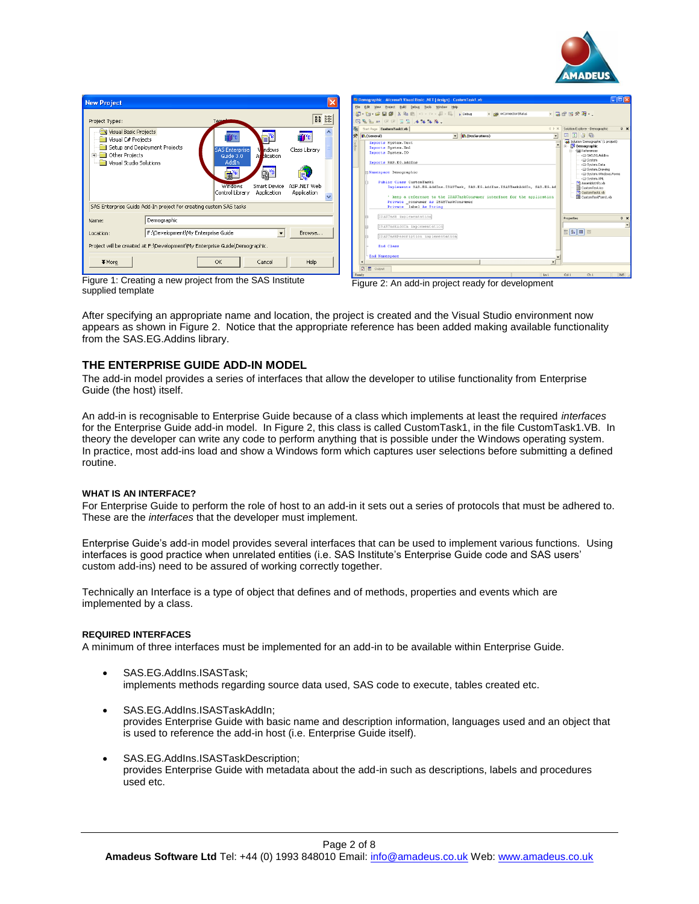Figure 1: Creating a new project from the SAS Institute supplied template

Figure 2: An add-in project ready for development

After specifying an appropriate name and location, the project is created and the Visual Studio environment now appears as shown in Figure 2. Notice that the appropriate reference has been added making available functionality from the SAS.EG.Addins library.

## THE ENTERPRISE GUIDE ADD-IN MODEL

The add-in model provides a series of interfaces that allow the developer to utilise functionality from Enterprise Guide (the host) itself.

An add-in is recognisable to Enterprise Guide because of a class which implements at least the required *interfaces* for the Enterprise Guide add-in model. In Figure 2, this class is called CustomTask1, in the file CustomTask1.VB. In theory the developer can write any code to perform anything that is possible under the Windows operating system. In practice, most add-ins load and show a Windows form which captures user selections before submitting a defined routine.

#### WHAT IS AN INTERFACE?

For Enterprise Guide to perform the role of host to an add-in it sets out a series of protocols that must be adhered to. These are the *interfaces* that the developer must implement.

Enterprise Guide's add-in model provides several interfaces that can be used to implement various functions. Using interfaces is good practice when unrelated entities (i.e. SAS Institute's Enterprise Guide code and SAS users' custom add-ins) need to be assured of working correctly together.

Technically an Interface is a type of object that defines and of methods, properties and events which are implemented by a class.

#### REQUIRED INTERFACES

A minimum of three interfaces must be implemented for an add-in to be available within Enterprise Guide.

- SAS.EG.AddIns.ISASTask;
  implements methods regarding source data used, SAS code to execute, tables created etc.
- SAS.EG.AddIns.ISASTaskAddIn;
  provides Enterprise Guide with basic name and description information, languages used and an object that is used to reference the add-in host (i.e. Enterprise Guide itself).
- SAS.EG.AddIns.ISASTaskDescription;
  provides Enterprise Guide with metadata about the add-in such as descriptions, labels and procedures used etc.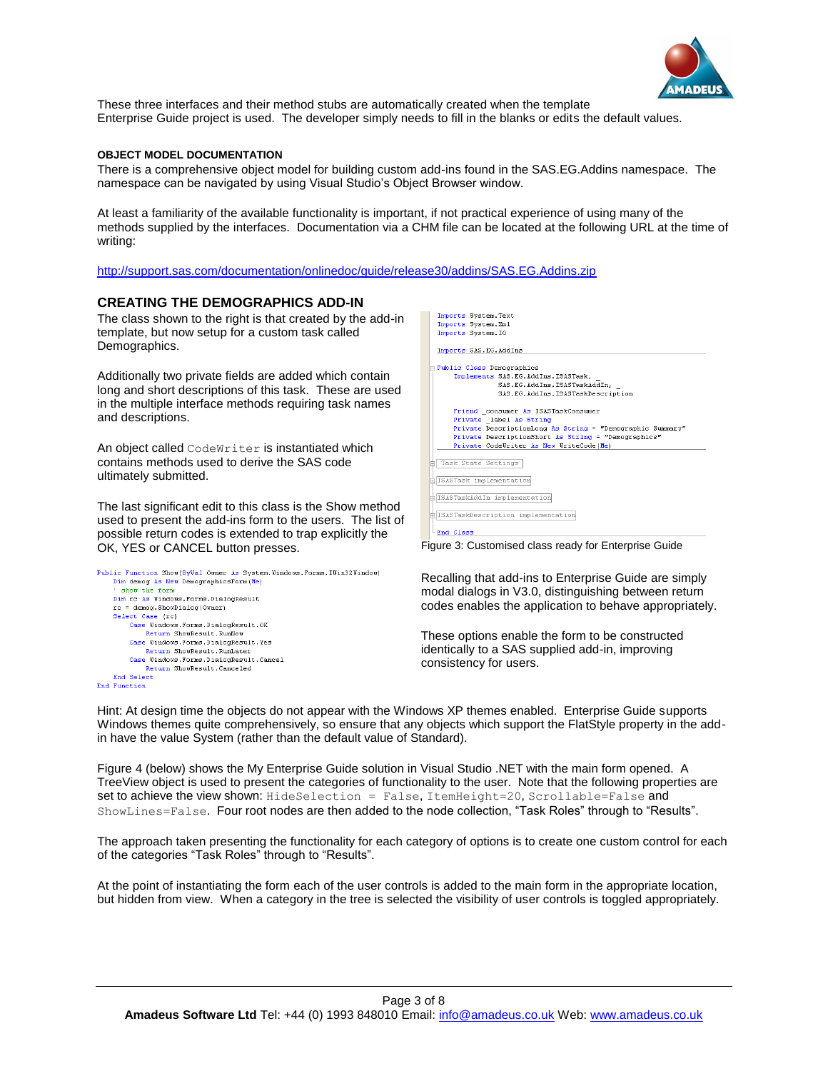These three interfaces and their method stubs are automatically created when the template Enterprise Guide project is used. The developer simply needs to fill in the blanks or edits the default values.

#### OBJECT MODEL DOCUMENTATION

There is a comprehensive object model for building custom add-ins found in the SAS.EG.Addins namespace. The namespace can be navigated by using Visual Studio's Object Browser window.

At least a familiarity of the available functionality is important, if not practical experience of using many of the methods supplied by the interfaces. Documentation via a CHM file can be located at the following URL at the time of writing:

http://support.sas.com/documentation/onlinedoc/guide/release30/addins/SAS.EG.Addins.zip

### CREATING THE DEMOGRAPHICS ADD-IN

The class shown to the right is that created by the add-in template, but now setup for a custom task called Demographics.

Additionally two private fields are added which contain long and short descriptions of this task. These are used in the multiple interface methods requiring task names and descriptions.

An object called `CodeWriter` is instantiated which contains methods used to derive the SAS code ultimately submitted.

The last significant edit to this class is the Show method used to present the add-ins form to the users. The list of possible return codes is extended to trap explicitly the OK, YES or CANCEL button presses.

```
Imports System.Text
Imports System.Xml
Imports System.IO

Imports SAS.EG.AddIns

Public Class Demographics
    Implements SAS.EG.AddIns.ISASTask, _
               SAS.EG.AddIns.ISASTaskAddIn, _
               SAS.EG.AddIns.ISASTaskDescription

    Friend _consumer As ISASTaskConsumer
    Private _label As String
    Private DescriptionLong As String = "Demographic Summary"
    Private DescriptionShort As String = "Demographics"
    Private CodeWriter As New WriteCode(Me)

    Task State Settings

    ISASTask implementation

    ISASTaskAddIn implementation

    ISASTaskDescription implementation

End Class
```

Figure 3: Customised class ready for Enterprise Guide

```
Public Function Show(ByVal Owner As System.Windows.Forms.IWin32Window)
    Dim demog As New DemographicsForm(Me)
    ' show the form
    Dim rc As Windows.Forms.DialogResult
    rc = demog.ShowDialog(Owner)
    Select Case (rc)
        Case Windows.Forms.DialogResult.OK
            Return ShowResult.RunNow
        Case Windows.Forms.DialogResult.Yes
            Return ShowResult.RunLater
        Case Windows.Forms.DialogResult.Cancel
            Return ShowResult.Canceled
    End Select
End Function
```

Recalling that add-ins to Enterprise Guide are simply modal dialogs in V3.0, distinguishing between return codes enables the application to behave appropriately.

These options enable the form to be constructed identically to a SAS supplied add-in, improving consistency for users.

Hint: At design time the objects do not appear with the Windows XP themes enabled. Enterprise Guide supports Windows themes quite comprehensively, so ensure that any objects which support the FlatStyle property in the add-in have the value System (rather than the default value of Standard).

Figure 4 (below) shows the My Enterprise Guide solution in Visual Studio .NET with the main form opened. A TreeView object is used to present the categories of functionality to the user. Note that the following properties are set to achieve the view shown: `HideSelection = False`, `ItemHeight=20`, `Scrollable=False` and `ShowLines=False`. Four root nodes are then added to the node collection, "Task Roles" through to "Results".

The approach taken presenting the functionality for each category of options is to create one custom control for each of the categories "Task Roles" through to "Results".

At the point of instantiating the form each of the user controls is added to the main form in the appropriate location, but hidden from view. When a category in the tree is selected the visibility of user controls is toggled appropriately.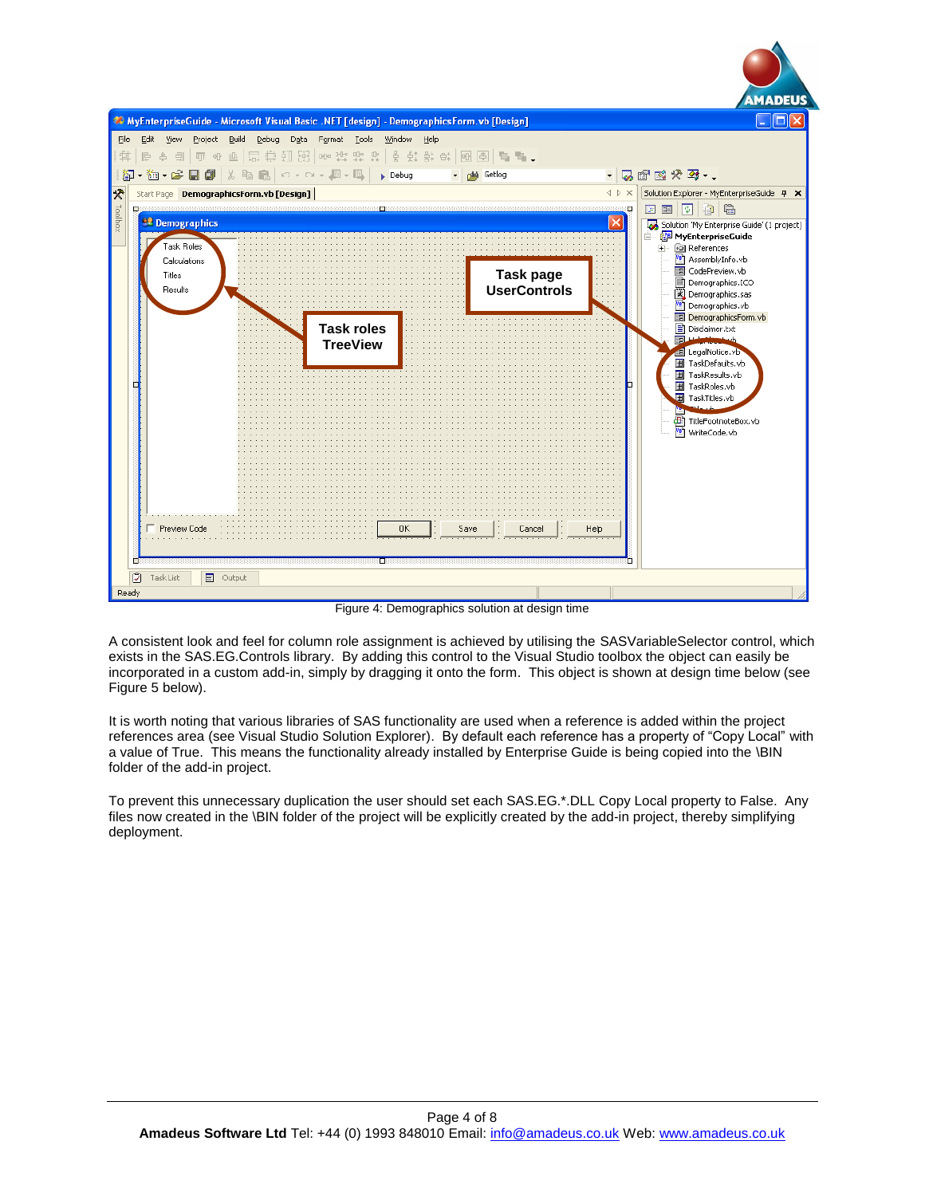Figure 4: Demographics solution at design time

A consistent look and feel for column role assignment is achieved by utilising the SASVariableSelector control, which exists in the SAS.EG.Controls library. By adding this control to the Visual Studio toolbox the object can easily be incorporated in a custom add-in, simply by dragging it onto the form. This object is shown at design time below (see Figure 5 below).

It is worth noting that various libraries of SAS functionality are used when a reference is added within the project references area (see Visual Studio Solution Explorer). By default each reference has a property of "Copy Local" with a value of True. This means the functionality already installed by Enterprise Guide is being copied into the \BIN folder of the add-in project.

To prevent this unnecessary duplication the user should set each SAS.EG.*.DLL Copy Local property to False. Any files now created in the \BIN folder of the project will be explicitly created by the add-in project, thereby simplifying deployment.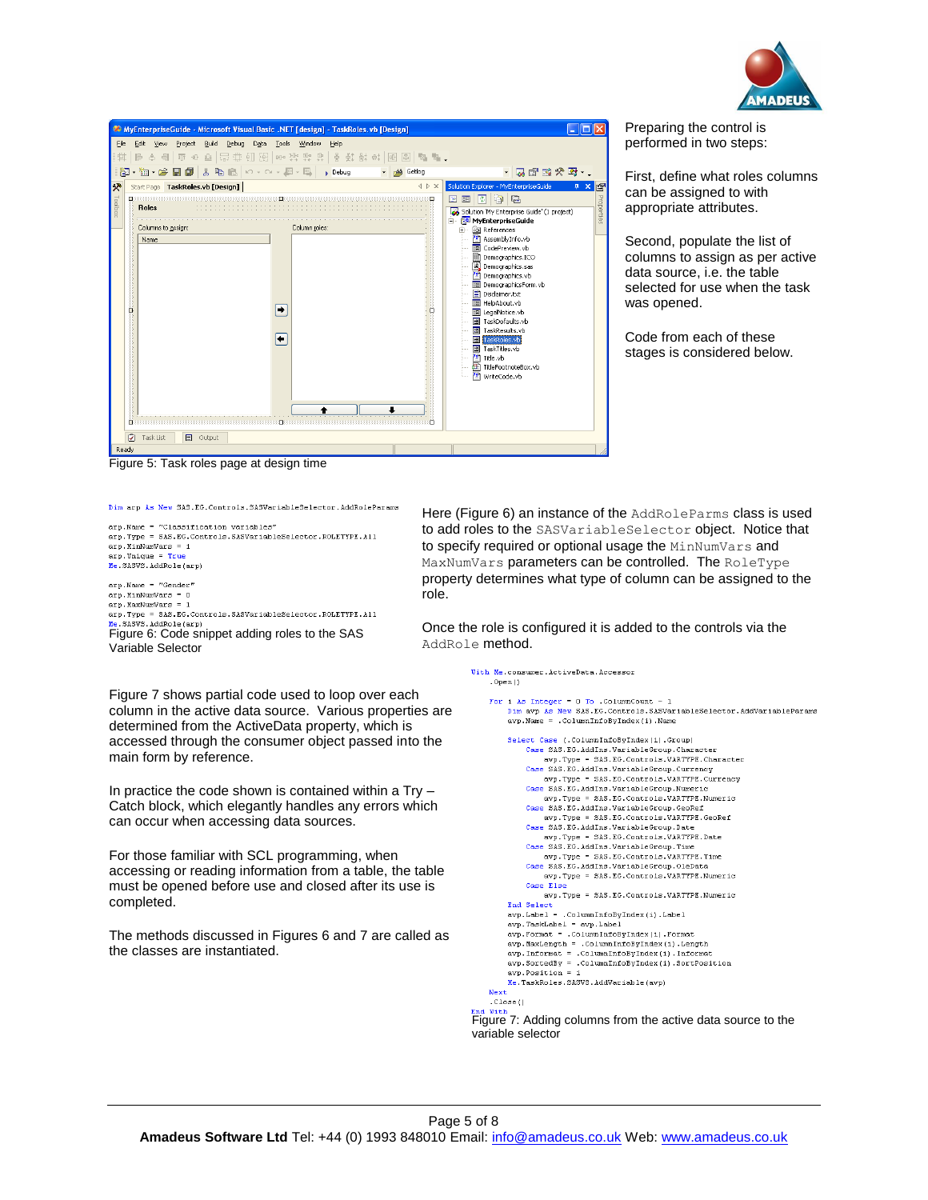Preparing the control is performed in two steps:

First, define what roles columns can be assigned to with appropriate attributes.

Second, populate the list of columns to assign as per active data source, i.e. the table selected for use when the task was opened.

Code from each of these stages is considered below.

Figure 5: Task roles page at design time

```
Dim arp As New SAS.EG.Controls.SASVariableSelector.AddRoleParams

arp.Name = "Classification variables"
arp.Type = SAS.EG.Controls.SASVariableSelector.ROLETYPE.All
arp.MinNumVars = 1
arp.Unique = True
Me.SASVS.AddRole(arp)

arp.Name = "Gender"
arp.MinNumVars = 0
arp.MaxNumVars = 1
arp.Type = SAS.EG.Controls.SASVariableSelector.ROLETYPE.All
Me.SASVS.AddRole(arp)
```

Figure 6: Code snippet adding roles to the SAS Variable Selector

Here (Figure 6) an instance of the `AddRoleParms` class is used to add roles to the `SASVariableSelector` object. Notice that to specify required or optional usage the `MinNumVars` and `MaxNumVars` parameters can be controlled. The `RoleType` property determines what type of column can be assigned to the role.

Once the role is configured it is added to the controls via the `AddRole` method.

Figure 7 shows partial code used to loop over each column in the active data source. Various properties are determined from the ActiveData property, which is accessed through the consumer object passed into the main form by reference.

In practice the code shown is contained within a Try – Catch block, which elegantly handles any errors which can occur when accessing data sources.

For those familiar with SCL programming, when accessing or reading information from a table, the table must be opened before use and closed after its use is completed.

The methods discussed in Figures 6 and 7 are called as the classes are instantiated.

```
With Me.consumer.ActiveData.Accessor
    .Open()

    For i As Integer = 0 To .ColumnCount - 1
        Dim avp As New SAS.EG.Controls.SASVariableSelector.AddVariableParams
        avp.Name = .ColumnInfoByIndex(i).Name

        Select Case (.ColumnInfoByIndex(i).Group)
            Case SAS.EG.AddIns.VariableGroup.Character
                avp.Type = SAS.EG.Controls.VARTYPE.Character
            Case SAS.EG.AddIns.VariableGroup.Currency
                avp.Type = SAS.EG.Controls.VARTYPE.Currency
            Case SAS.EG.AddIns.VariableGroup.Numeric
                avp.Type = SAS.EG.Controls.VARTYPE.Numeric
            Case SAS.EG.AddIns.VariableGroup.GeoRef
                avp.Type = SAS.EG.Controls.VARTYPE.GeoRef
            Case SAS.EG.AddIns.VariableGroup.Date
                avp.Type = SAS.EG.Controls.VARTYPE.Date
            Case SAS.EG.AddIns.VariableGroup.Time
                avp.Type = SAS.EG.Controls.VARTYPE.Time
            Case SAS.EG.AddIns.VariableGroup.OleData
                avp.Type = SAS.EG.Controls.VARTYPE.Numeric
            Case Else
                avp.Type = SAS.EG.Controls.VARTYPE.Numeric
        End Select
        avp.Label = .ColumnInfoByIndex(i).Label
        avp.TaskLabel = avp.Label
        avp.Format = .ColumnInfoByIndex(i).Format
        avp.MaxLength = .ColumnInfoByIndex(i).Length
        avp.Informat = .ColumnInfoByIndex(i).Informat
        avp.SortedBy = .ColumnInfoByIndex(i).SortPosition
        avp.Position = i
        Me.TaskRoles.SASVS.AddVariable(avp)
    Next
    .Close()
End With
```

Figure 7: Adding columns from the active data source to the variable selector

**Amadeus Software Ltd** Tel: +44 (0) 1993 848010 Email: info@amadeus.co.uk Web: www.amadeus.co.uk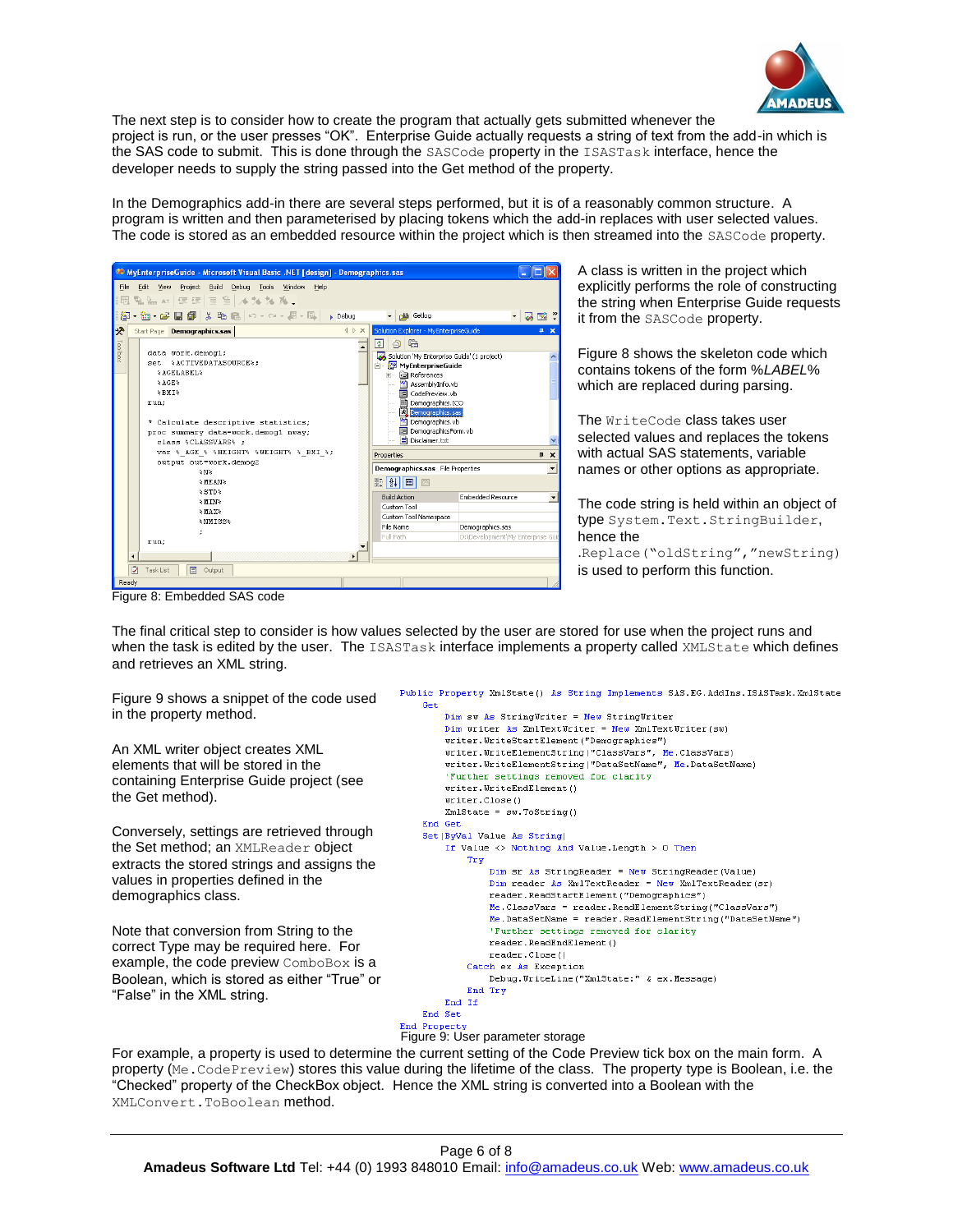The next step is to consider how to create the program that actually gets submitted whenever the project is run, or the user presses "OK". Enterprise Guide actually requests a string of text from the add-in which is the SAS code to submit. This is done through the `SASCode` property in the `ISASTask` interface, hence the developer needs to supply the string passed into the Get method of the property.

In the Demographics add-in there are several steps performed, but it is of a reasonably common structure. A program is written and then parameterised by placing tokens which the add-in replaces with user selected values. The code is stored as an embedded resource within the project which is then streamed into the `SASCode` property.

```
data work.demog1;
set %ACTIVEDATASOURCE%;
    %AGELABEL%
    %AGE%
    %BMI%
run;

* Calculate descriptive statistics;
proc summary data=work.demog1 nway;
   class %CLASSVARS% ;
   var %_AGE_% %HEIGHT% %WEIGHT% %_BMI_%;
   output out=work.demog2
          %N%
          %MEAN%
          %STD%
          %MIN%
          %MAX%
          %NMISS%
          ;
run;
```

Figure 8: Embedded SAS code

A class is written in the project which explicitly performs the role of constructing the string when Enterprise Guide requests it from the `SASCode` property.

Figure 8 shows the skeleton code which contains tokens of the form *%LABEL%* which are replaced during parsing.

The `WriteCode` class takes user selected values and replaces the tokens with actual SAS statements, variable names or other options as appropriate.

The code string is held within an object of type `System.Text.StringBuilder`, hence the `.Replace("oldString","newString)` is used to perform this function.

The final critical step to consider is how values selected by the user are stored for use when the project runs and when the task is edited by the user. The `ISASTask` interface implements a property called `XMLState` which defines and retrieves an XML string.

Figure 9 shows a snippet of the code used in the property method.

An XML writer object creates XML elements that will be stored in the containing Enterprise Guide project (see the Get method).

Conversely, settings are retrieved through the Set method; an `XMLReader` object extracts the stored strings and assigns the values in properties defined in the demographics class.

Note that conversion from String to the correct Type may be required here. For example, the code preview `ComboBox` is a Boolean, which is stored as either "True" or "False" in the XML string.

```
Public Property XmlState() As String Implements SAS.EG.AddIns.ISASTask.XmlState
    Get
        Dim sw As StringWriter = New StringWriter
        Dim writer As XmlTextWriter = New XmlTextWriter(sw)
        writer.WriteStartElement("Demographics")
        writer.WriteElementString("ClassVars", Me.ClassVars)
        writer.WriteElementString("DataSetName", Me.DataSetName)
        'Further settings removed for clarity
        writer.WriteEndElement()
        writer.Close()
        XmlState = sw.ToString()
    End Get
    Set(ByVal Value As String)
        If Value <> Nothing And Value.Length > 0 Then
            Try
                Dim sr As StringReader = New StringReader(Value)
                Dim reader As XmlTextReader = New XmlTextReader(sr)
                reader.ReadStartElement("Demographics")
                Me.ClassVars = reader.ReadElementString("ClassVars")
                Me.DataSetName = reader.ReadElementString("DataSetName")
                'Further settings removed for clarity
                reader.ReadEndElement()
                reader.Close()
            Catch ex As Exception
                Debug.WriteLine("XmlState:" & ex.Message)
            End Try
        End If
    End Set
End Property
```

Figure 9: User parameter storage

For example, a property is used to determine the current setting of the Code Preview tick box on the main form. A property (`Me.CodePreview`) stores this value during the lifetime of the class. The property type is Boolean, i.e. the "Checked" property of the CheckBox object. Hence the XML string is converted into a Boolean with the `XMLConvert.ToBoolean` method.

**Amadeus Software Ltd** Tel: +44 (0) 1993 848010 Email: info@amadeus.co.uk Web: www.amadeus.co.uk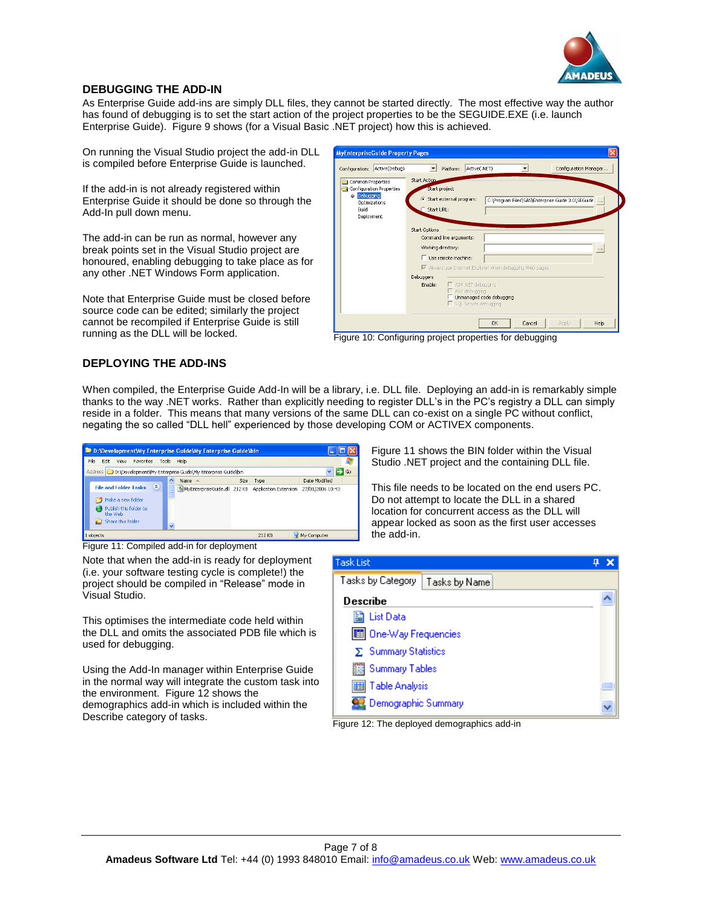## DEBUGGING THE ADD-IN

As Enterprise Guide add-ins are simply DLL files, they cannot be started directly. The most effective way the author has found of debugging is to set the start action of the project properties to be the SEGUIDE.EXE (i.e. launch Enterprise Guide). Figure 9 shows (for a Visual Basic .NET project) how this is achieved.

On running the Visual Studio project the add-in DLL is compiled before Enterprise Guide is launched.

If the add-in is not already registered within Enterprise Guide it should be done so through the Add-In pull down menu.

The add-in can be run as normal, however any break points set in the Visual Studio project are honoured, enabling debugging to take place as for any other .NET Windows Form application.

Note that Enterprise Guide must be closed before source code can be edited; similarly the project cannot be recompiled if Enterprise Guide is still running as the DLL will be locked.

Figure 10: Configuring project properties for debugging

## DEPLOYING THE ADD-INS

When compiled, the Enterprise Guide Add-In will be a library, i.e. DLL file. Deploying an add-in is remarkably simple thanks to the way .NET works. Rather than explicitly needing to register DLL's in the PC's registry a DLL can simply reside in a folder. This means that many versions of the same DLL can co-exist on a single PC without conflict, negating the so called "DLL hell" experienced by those developing COM or ACTIVEX components.

Figure 11: Compiled add-in for deployment

Figure 11 shows the BIN folder within the Visual Studio .NET project and the containing DLL file.

This file needs to be located on the end users PC. Do not attempt to locate the DLL in a shared location for concurrent access as the DLL will appear locked as soon as the first user accesses the add-in.

Note that when the add-in is ready for deployment (i.e. your software testing cycle is complete!) the project should be compiled in "Release" mode in Visual Studio.

This optimises the intermediate code held within the DLL and omits the associated PDB file which is used for debugging.

Using the Add-In manager within Enterprise Guide in the normal way will integrate the custom task into the environment. Figure 12 shows the demographics add-in which is included within the Describe category of tasks.

Figure 12: The deployed demographics add-in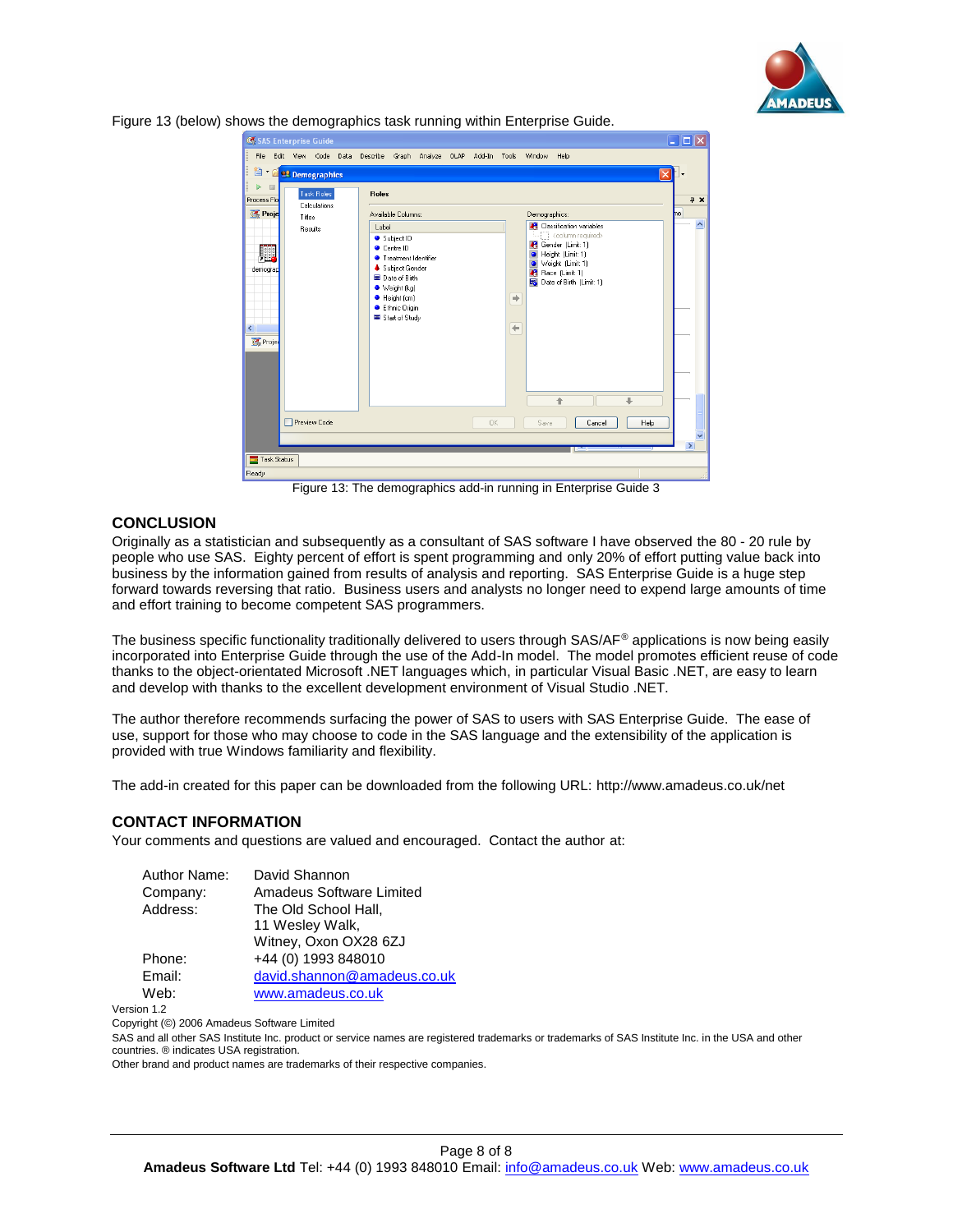Figure 13 (below) shows the demographics task running within Enterprise Guide.

Figure 13: The demographics add-in running in Enterprise Guide 3

## CONCLUSION

Originally as a statistician and subsequently as a consultant of SAS software I have observed the 80 - 20 rule by people who use SAS. Eighty percent of effort is spent programming and only 20% of effort putting value back into business by the information gained from results of analysis and reporting. SAS Enterprise Guide is a huge step forward towards reversing that ratio. Business users and analysts no longer need to expend large amounts of time and effort training to become competent SAS programmers.

The business specific functionality traditionally delivered to users through SAS/AF® applications is now being easily incorporated into Enterprise Guide through the use of the Add-In model. The model promotes efficient reuse of code thanks to the object-orientated Microsoft .NET languages which, in particular Visual Basic .NET, are easy to learn and develop with thanks to the excellent development environment of Visual Studio .NET.

The author therefore recommends surfacing the power of SAS to users with SAS Enterprise Guide. The ease of use, support for those who may choose to code in the SAS language and the extensibility of the application is provided with true Windows familiarity and flexibility.

The add-in created for this paper can be downloaded from the following URL: http://www.amadeus.co.uk/net

## CONTACT INFORMATION

Your comments and questions are valued and encouraged. Contact the author at:

| | |
|---|---|
| Author Name: | David Shannon |
| Company: | Amadeus Software Limited |
| Address: | The Old School Hall,<br>11 Wesley Walk,<br>Witney, Oxon OX28 6ZJ |
| Phone: | +44 (0) 1993 848010 |
| Email: | david.shannon@amadeus.co.uk |
| Web: | www.amadeus.co.uk |

Version 1.2

Copyright (©) 2006 Amadeus Software Limited

SAS and all other SAS Institute Inc. product or service names are registered trademarks or trademarks of SAS Institute Inc. in the USA and other countries. ® indicates USA registration.

Other brand and product names are trademarks of their respective companies.